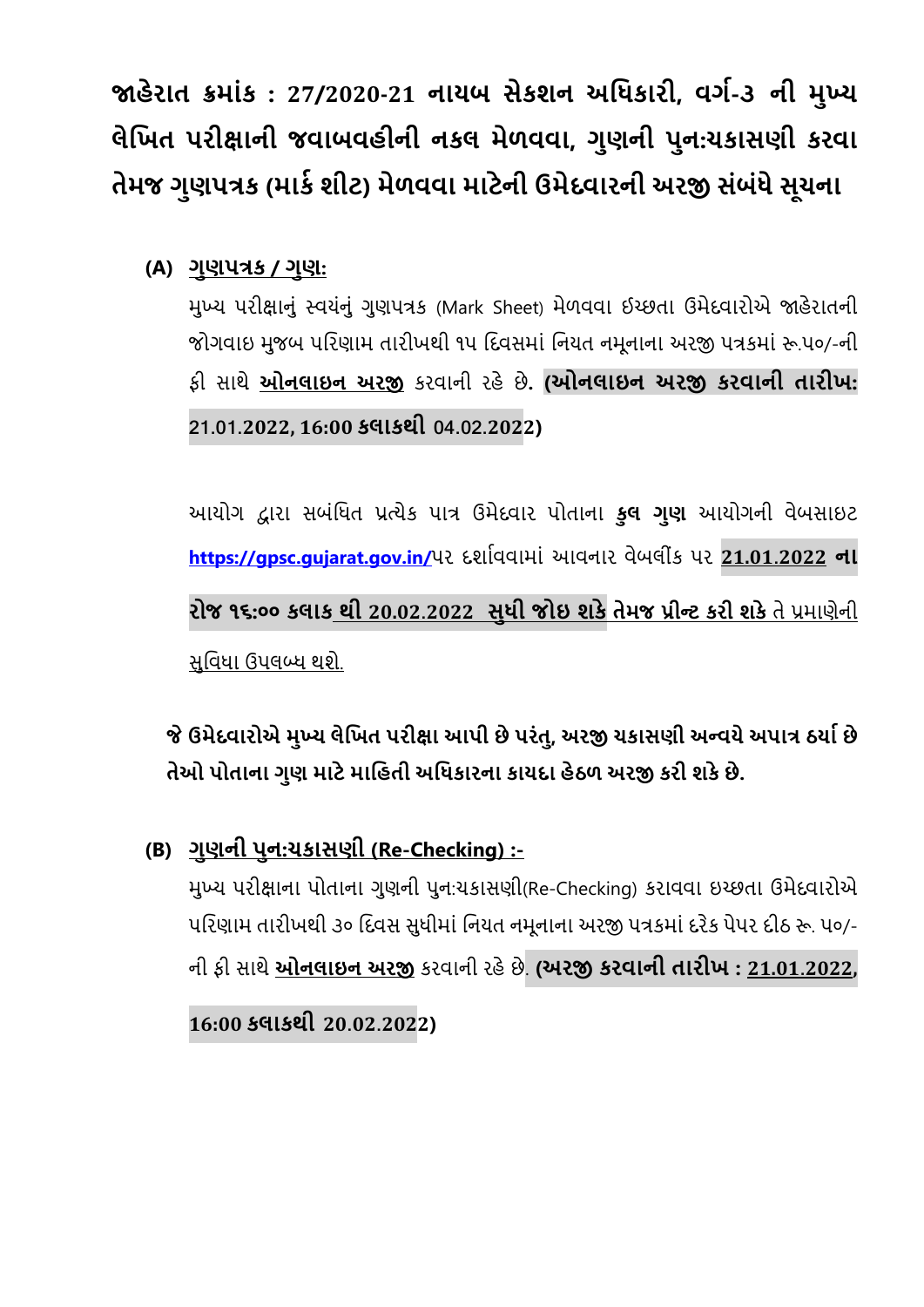# જાહેરાત ક્રમાંક : 27/2020-21 નાયબ સેકશન અધિકારી, વર્ગ-૩ ની મુખ્ય લેખિત પરીક્ષાની જવાબવહીની નકલ મેળવવા, ગુણની પુન:ચકાસણી કરવા તેમજ ગુણપત્રક (માર્ક શીટ) મેળવવા માટેની ઉમેદવારની અરજી સંબંધે સૂચના

**(A) ગુણપત્રક / ગુણ:**

મુખ્ય પરીક્ષાનું સ્વયંનું ગુણપત્રક (Mark Sheet) મેળવવા ઈચ્છતા ઉમેદવારોએ જાહેરાતની જોગવાઇ મુજબ પરિણામ તારીખથી ૧૫ દિવસમાં નિયત નમૂનાના અરજી પત્રકમાં રૂ.૫૦/-ની ફી સાથે **ઓનલાઇન અરજી** કરવાની રહે છે. **(ઓનલાઇન અરજી કરવાની તારીખ: 21.01.2022, 16:00 કલાકથી 04.02.2022)**

આયોગ દ્વારા સબંધિત પ્રત્યેક પાત્ર ઉમેદવાર પોતાના **કુલ ગુણ** આયોગની વેબસાઇટ https://gpsc.gujarat.gov.in/ પર દર્શાવવામાં આવનાર વેબલીંક પર **21.01.2022 ના રોજ ૧૬:૦૦ કલાક થી 20.02.2022 સુધી જોઇ શકે તેમજ પ્રીન્ટ કરી શકે** તે પ્રમાણેની સુવિધા ઉપલબ્ધ થશે.

**જે ઉમેદવારોએ મુખ્ય લેખિત પરીક્ષા આપી છે પરંતુ, અરજી ચકાસણી અન્વયે અપાત્ર ઠર્યા છે તેઓ પોતાના ગુણ માટે માહિતી અધિકારના કાયદા હેઠળ અરજી કરી શકે છે.**

**(B) ગુણની પુન:ચકાસણી (Re-Checking) :-**

મુખ્ય પરીક્ષાના પોતાના ગુણની પુન:ચકાસણી(Re-Checking) કરાવવા ઇચ્છતા ઉમેદવારોએ પરિણામ તારીખથી ૩૦ દિવસ સુધીમાં નિયત નમૂનાના અરજી પત્રકમાં દરેક પેપર દીઠ રૂ. ૫૦/-ની ફી સાથે **ઓનલાઇન અરજી** કરવાની રહે છે. **(અરજી કરવાની તારીખ : 21.01.2022, 16:00 કલાકથી 20.02.2022)**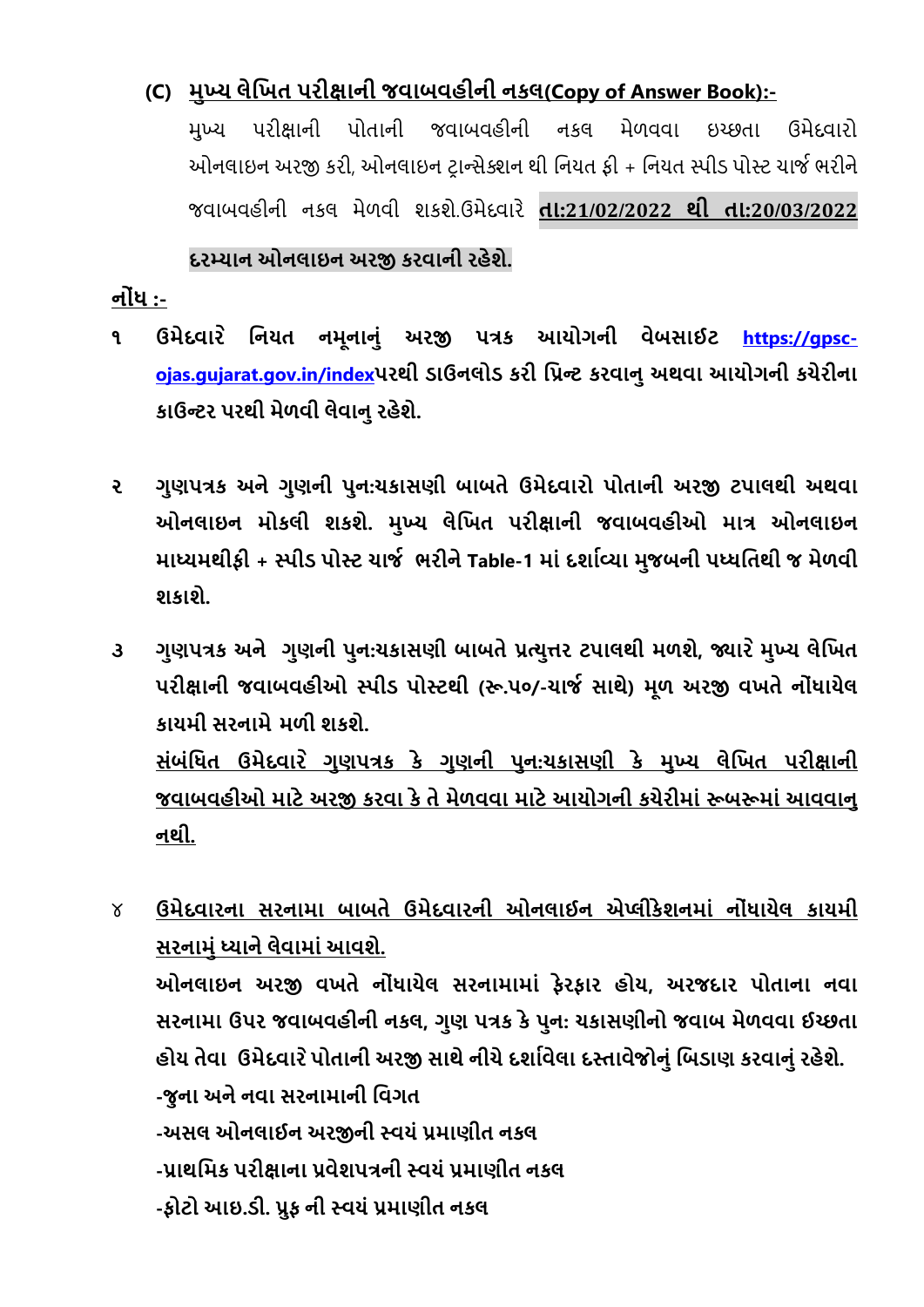### (C) <u>મુખ્ય લેખિત પરીક્ષાની જવાબવહીની નકલ(Copy of Answer Book):-</u>

મુખ્ય પરીક્ષાની પોતાની જવાબવહીની નકલ મેળવવા ઇચ્છતા ઉમેદવારો ઓનલાઇન અરજી કરી, ઓનલાઇન ટ્રાન્સેક્શન થી નિયત ફી + નિયત સ્પીડ પોસ્ટ ચાર્જ ભરીને જવાબવહીની નકલ મેળવી શકશે.ઉમેદવારે **<u>તા:21/02/2022 થી તા:20/03/2022</u>** **દરમ્યાન ઓનલાઇન અરજી કરવાની રહેશે.**

**<u>નોંધ :-</u>**

**૧** **ઉમેદવારે નિયત નમૂનાનું અરજી પત્રક આયોગની વેબસાઇટ https://gpsc-ojas.gujarat.gov.in/indexપરથી ડાઉનલોડ કરી પ્રિન્ટ કરવાનુ અથવા આયોગની કચેરીના કાઉન્ટર પરથી મેળવી લેવાનુ રહેશે.**

**૨** **ગુણપત્રક અને ગુણની પુન:ચકાસણી બાબતે ઉમેદવારો પોતાની અરજી ટપાલથી અથવા ઓનલાઇન મોકલી શકશે. મુખ્ય લેખિત પરીક્ષાની જવાબવહીઓ માત્ર ઓનલાઇન માધ્યમથીફી + સ્પીડ પોસ્ટ ચાર્જ ભરીને Table-1 માં દર્શાવ્યા મુજબની પધ્ધતિથી જ મેળવી શકાશે.**

**૩** **ગુણપત્રક અને ગુણની પુન:ચકાસણી બાબતે પ્રત્યુત્તર ટપાલથી મળશે, જ્યારે મુખ્ય લેખિત પરીક્ષાની જવાબવહીઓ સ્પીડ પોસ્ટથી (રૂ.૫૦/-ચાર્જ સાથે) મૂળ અરજી વખતે નોંધાયેલ કાયમી સરનામે મળી શકશે.**

**<u>સંબંધિત ઉમેદવારે ગુણપત્રક કે ગુણની પુન:ચકાસણી કે મુખ્ય લેખિત પરીક્ષાની જવાબવહીઓ માટે અરજી કરવા કે તે મેળવવા માટે આયોગની કચેરીમાં રૂબરૂમાં આવવાનુ નથી.</u>**

**૪** **<u>ઉમેદવારના સરનામા બાબતે ઉમેદવારની ઓનલાઈન એપ્લીકેશનમાં નોંધાયેલ કાયમી સરનામું ધ્યાને લેવામાં આવશે.</u>**

**ઓનલાઇન અરજી વખતે નોંધાયેલ સરનામામાં ફેરફાર હોય, અરજદાર પોતાના નવા સરનામા ઉપર જવાબવહીની નકલ, ગુણ પત્રક કે પુન: ચકાસણીનો જવાબ મેળવવા ઈચ્છતા હોય તેવા ઉમેદવારે પોતાની અરજી સાથે નીચે દર્શાવેલા દસ્તાવેજોનું બિડાણ કરવાનું રહેશે.**

**-જુના અને નવા સરનામાની વિગત**

**-અસલ ઓનલાઈન અરજીની સ્વયં પ્રમાણીત નકલ**

**-પ્રાથમિક પરીક્ષાના પ્રવેશપત્રની સ્વયં પ્રમાણીત નકલ**

**-ફોટો આઇ.ડી. પ્રુફ ની સ્વયં પ્રમાણીત નકલ**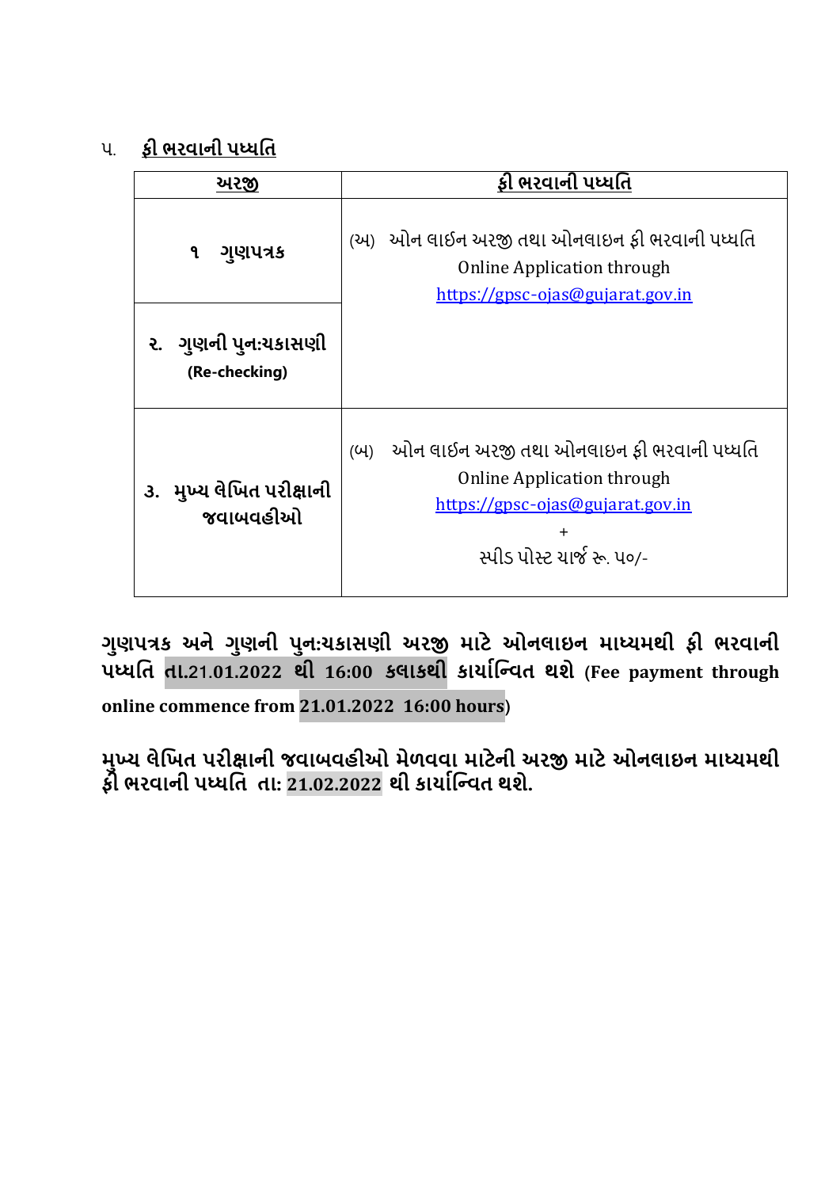૫. **ફી ભરવાની પધ્ધતિ**

| અરજી | ફી ભરવાની પધ્ધતિ |
|---|---|
| ૧ ગુણપત્રક | (અ) ઓન લાઈન અરજી તથા ઓનલાઇન ફી ભરવાની પધ્ધતિ Online Application through https://gpsc-ojas@gujarat.gov.in |
| ૨. ગુણની પુન:ચકાસણી (Re-checking) | |
| ૩. મુખ્ય લેખિત પરીક્ષાની જવાબવહીઓ | (બ) ઓન લાઈન અરજી તથા ઓનલાઇન ફી ભરવાની પધ્ધતિ Online Application through https://gpsc-ojas@gujarat.gov.in + સ્પીડ પોસ્ટ ચાર્જ રૂ. ૫૦/- |

**ગુણપત્રક અને ગુણની પુન:ચકાસણી અરજી માટે ઓનલાઇન માધ્યમથી ફી ભરવાની પધ્ધતિ તા.21.01.2022 થી 16:00 કલાકથી કાર્યાન્વિત થશે (Fee payment through online commence from 21.01.2022 16:00 hours)**

**મુખ્ય લેખિત પરીક્ષાની જવાબવહીઓ મેળવવા માટેની અરજી માટે ઓનલાઇન માધ્યમથી ફી ભરવાની પધ્ધતિ તા: 21.02.2022 થી કાર્યાન્વિત થશે.**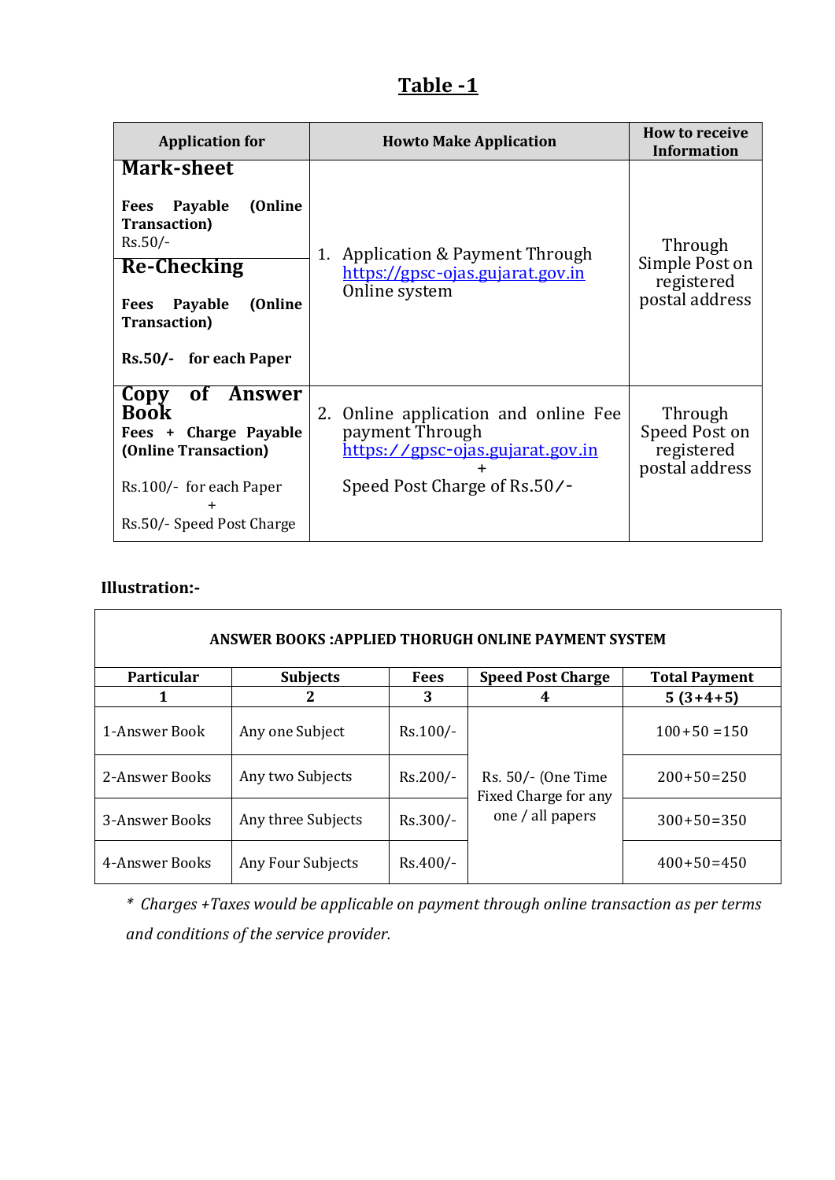# Table -1

| Application for | Howto Make Application | How to receive Information |
|---|---|---|
| **Mark-sheet**<br><br>**Fees Payable (Online Transaction)**<br>Rs.50/-<br><br>**Re-Checking**<br><br>**Fees Payable (Online Transaction)**<br><br>**Rs.50/- for each Paper** | 1. Application & Payment Through https://gpsc-ojas.gujarat.gov.in Online system | Through Simple Post on registered postal address |
| **Copy of Answer Book**<br>**Fees + Charge Payable (Online Transaction)**<br><br>Rs.100/- for each Paper<br>+<br>Rs.50/- Speed Post Charge | 2. Online application and online Fee payment Through https://gpsc-ojas.gujarat.gov.in<br>+<br>Speed Post Charge of Rs.50/- | Through Speed Post on registered postal address |

**Illustration:-**

| ANSWER BOOKS :APPLIED THORUGH ONLINE PAYMENT SYSTEM | | | | |
|---|---|---|---|---|
| **Particular** | **Subjects** | **Fees** | **Speed Post Charge** | **Total Payment** |
| **1** | **2** | **3** | **4** | **5 (3+4+5)** |
| 1-Answer Book | Any one Subject | Rs.100/- | Rs. 50/- (One Time Fixed Charge for any one / all papers | 100+50 =150 |
| 2-Answer Books | Any two Subjects | Rs.200/- | | 200+50=250 |
| 3-Answer Books | Any three Subjects | Rs.300/- | | 300+50=350 |
| 4-Answer Books | Any Four Subjects | Rs.400/- | | 400+50=450 |

*\* Charges +Taxes would be applicable on payment through online transaction as per terms and conditions of the service provider.*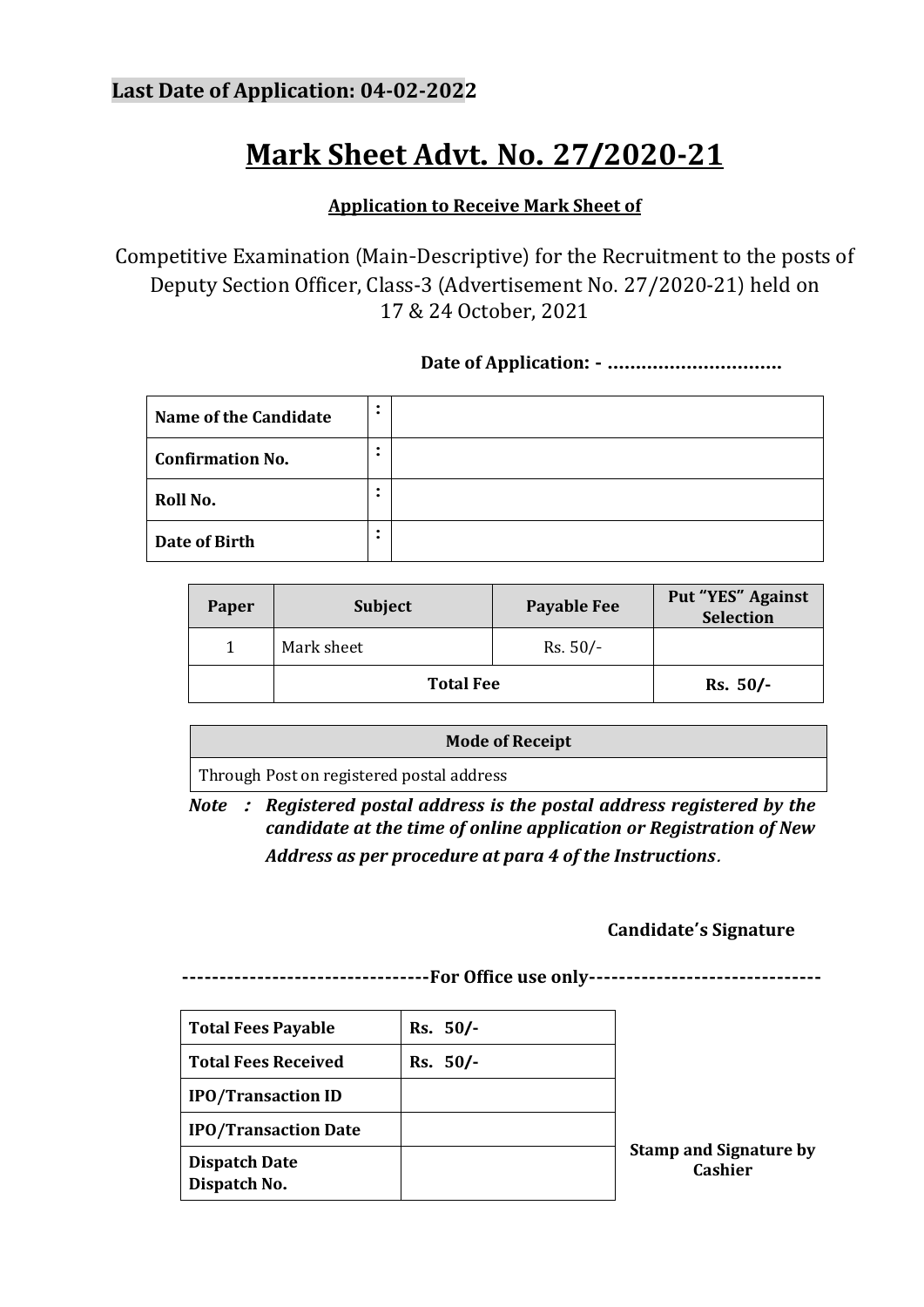**Last Date of Application: 04-02-2022**

# Mark Sheet Advt. No. 27/2020-21

**Application to Receive Mark Sheet of**

Competitive Examination (Main-Descriptive) for the Recruitment to the posts of Deputy Section Officer, Class-3 (Advertisement No. 27/2020-21) held on 17 & 24 October, 2021

**Date of Application: - ………………………….**

| | | |
|---|---|---|
| **Name of the Candidate** | **:** | |
| **Confirmation No.** | **:** | |
| **Roll No.** | **:** | |
| **Date of Birth** | **:** | |

| Paper | Subject | Payable Fee | Put "YES" Against Selection |
|---|---|---|---|
| 1 | Mark sheet | Rs. 50/- | |
| | **Total Fee** | | **Rs. 50/-** |

| Mode of Receipt |
|---|
| Through Post on registered postal address |

***Note : Registered postal address is the postal address registered by the candidate at the time of online application or Registration of New Address as per procedure at para 4 of the Instructions**.*

**Candidate's Signature**

**--------------------------------For Office use only------------------------------**

| | | |
|---|---|---|
| **Total Fees Payable** | **Rs. 50/-** | |
| **Total Fees Received** | **Rs. 50/-** | |
| **IPO/Transaction ID** | | |
| **IPO/Transaction Date** | | **Stamp and Signature by Cashier** |
| **Dispatch Date Dispatch No.** | | |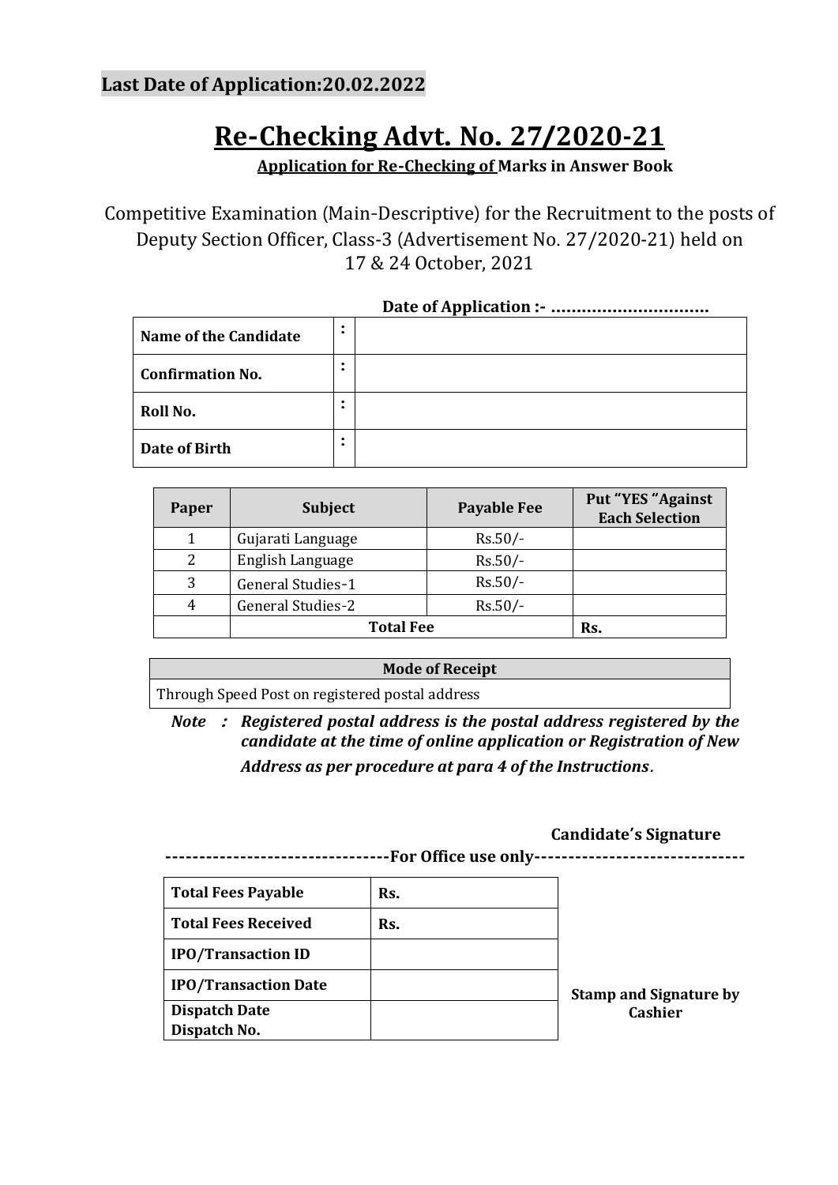**Last Date of Application:20.02.2022**

# Re-Checking Advt. No. 27/2020-21

**Application for Re-Checking of Marks in Answer Book**

Competitive Examination (Main-Descriptive) for the Recruitment to the posts of Deputy Section Officer, Class-3 (Advertisement No. 27/2020-21) held on 17 & 24 October, 2021

**Date of Application :- ………………………….**

| | | |
|---|---|---|
| **Name of the Candidate** | : | |
| **Confirmation No.** | : | |
| **Roll No.** | : | |
| **Date of Birth** | : | |

| Paper | Subject | Payable Fee | Put "YES "Against Each Selection |
|---|---|---|---|
| 1 | Gujarati Language | Rs.50/- | |
| 2 | English Language | Rs.50/- | |
| 3 | General Studies-1 | Rs.50/- | |
| 4 | General Studies-2 | Rs.50/- | |
| | **Total Fee** | | **Rs.** |

| Mode of Receipt |
|---|
| Through Speed Post on registered postal address |

***Note : Registered postal address is the postal address registered by the candidate at the time of online application or Registration of New Address as per procedure at para 4 of the Instructions*.**

**Candidate's Signature**

**--------------------------------For Office use only------------------------------**

| | | |
|---|---|---|
| **Total Fees Payable** | **Rs.** | |
| **Total Fees Received** | **Rs.** | |
| **IPO/Transaction ID** | | |
| **IPO/Transaction Date** | | **Stamp and Signature by Cashier** |
| **Dispatch Date** <br> **Dispatch No.** | | |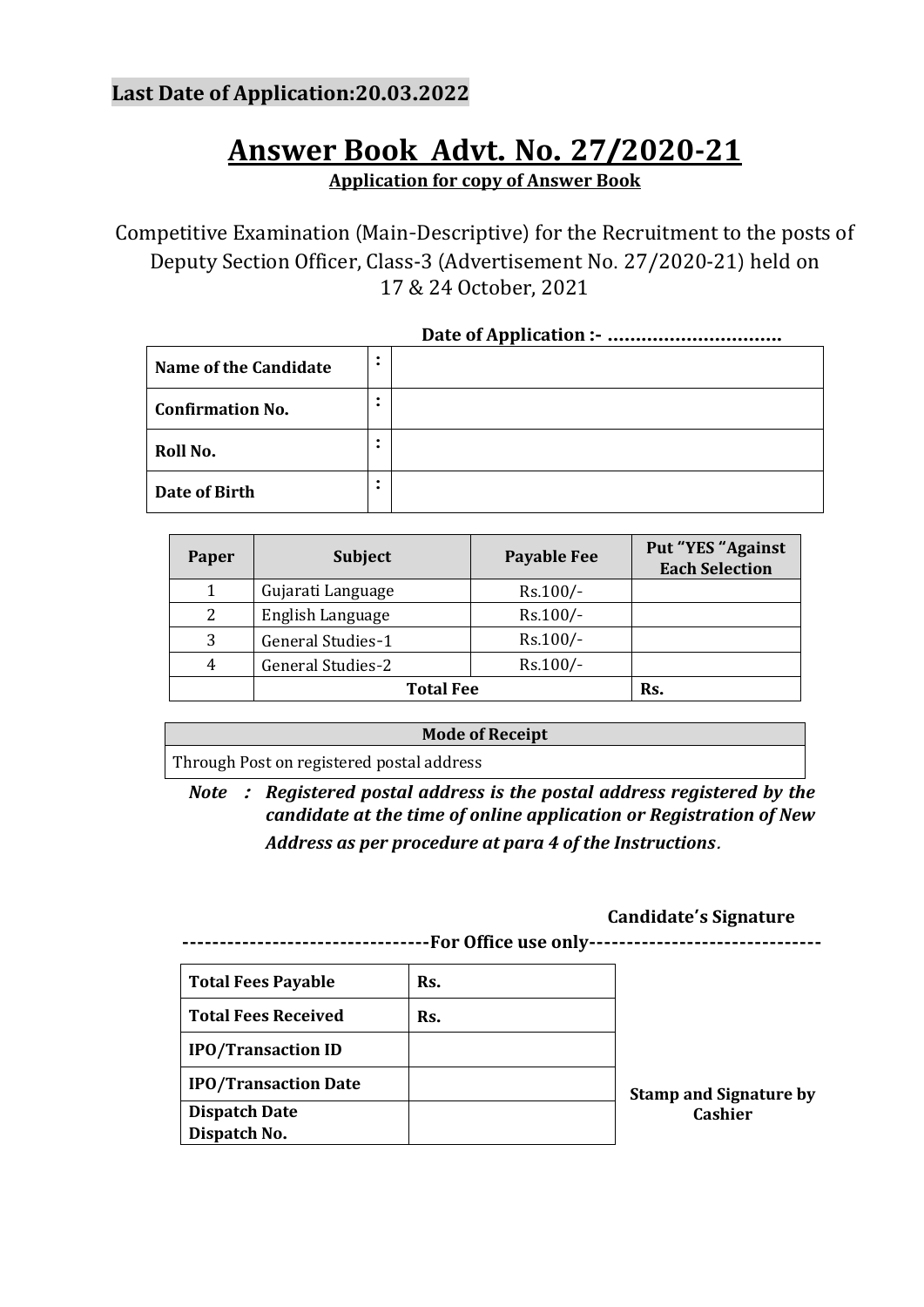**Last Date of Application:20.03.2022**

# Answer Book Advt. No. 27/2020-21

**Application for copy of Answer Book**

Competitive Examination (Main-Descriptive) for the Recruitment to the posts of Deputy Section Officer, Class-3 (Advertisement No. 27/2020-21) held on 17 & 24 October, 2021

**Date of Application :- ………………………….**

| | | |
|---|---|---|
| **Name of the Candidate** | **:** | |
| **Confirmation No.** | **:** | |
| **Roll No.** | **:** | |
| **Date of Birth** | **:** | |

| Paper | Subject | Payable Fee | Put "YES "Against Each Selection |
|---|---|---|---|
| 1 | Gujarati Language | Rs.100/- | |
| 2 | English Language | Rs.100/- | |
| 3 | General Studies-1 | Rs.100/- | |
| 4 | General Studies-2 | Rs.100/- | |
| | **Total Fee** | | **Rs.** |

| Mode of Receipt |
|---|
| Through Post on registered postal address |

***Note : Registered postal address is the postal address registered by the candidate at the time of online application or Registration of New Address as per procedure at para 4 of the Instructions.***

**Candidate's Signature**

**--------------------------------For Office use only------------------------------**

| | |
|---|---|
| **Total Fees Payable** | **Rs.** |
| **Total Fees Received** | **Rs.** |
| **IPO/Transaction ID** | |
| **IPO/Transaction Date** | |
| **Dispatch Date**<br>**Dispatch No.** | |

**Stamp and Signature by Cashier**